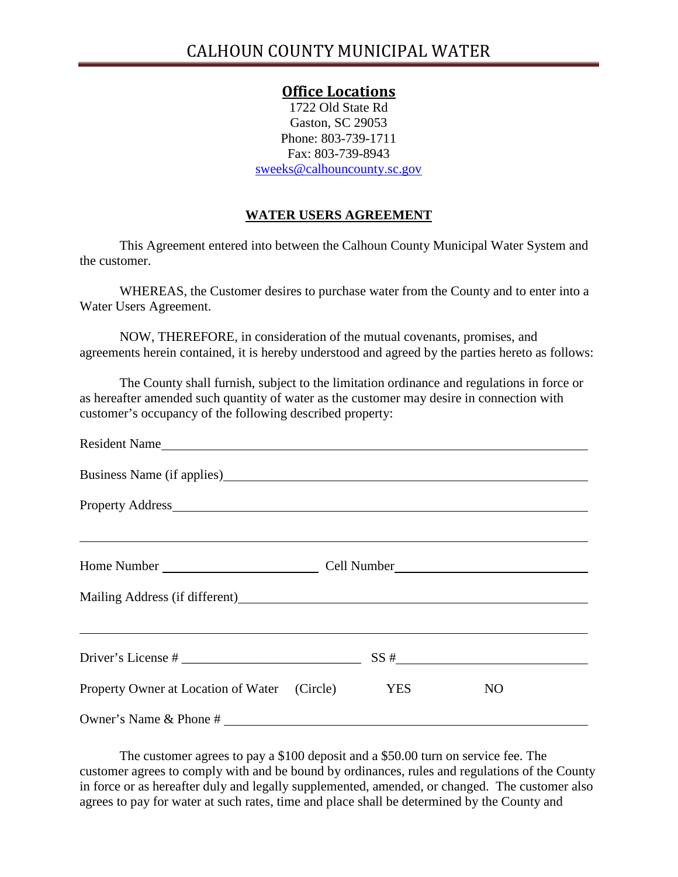# CALHOUN COUNTY MUNICIPAL WATER

## Office Locations

1722 Old State Rd
Gaston, SC 29053
Phone: 803-739-1711
Fax: 803-739-8943
sweeks@calhouncounty.sc.gov

## WATER USERS AGREEMENT

This Agreement entered into between the Calhoun County Municipal Water System and the customer.

WHEREAS, the Customer desires to purchase water from the County and to enter into a Water Users Agreement.

NOW, THEREFORE, in consideration of the mutual covenants, promises, and agreements herein contained, it is hereby understood and agreed by the parties hereto as follows:

The County shall furnish, subject to the limitation ordinance and regulations in force or as hereafter amended such quantity of water as the customer may desire in connection with customer's occupancy of the following described property:

Resident Name ______________________________________________

Business Name (if applies) ______________________________________________

Property Address ______________________________________________

______________________________________________

Home Number ______________________ Cell Number ______________________

Mailing Address (if different) ______________________________________________

______________________________________________

Driver's License # ______________________ SS # ______________________

Property Owner at Location of Water (Circle) YES NO

Owner's Name & Phone # ______________________________________________

The customer agrees to pay a $100 deposit and a $50.00 turn on service fee. The customer agrees to comply with and be bound by ordinances, rules and regulations of the County in force or as hereafter duly and legally supplemented, amended, or changed. The customer also agrees to pay for water at such rates, time and place shall be determined by the County and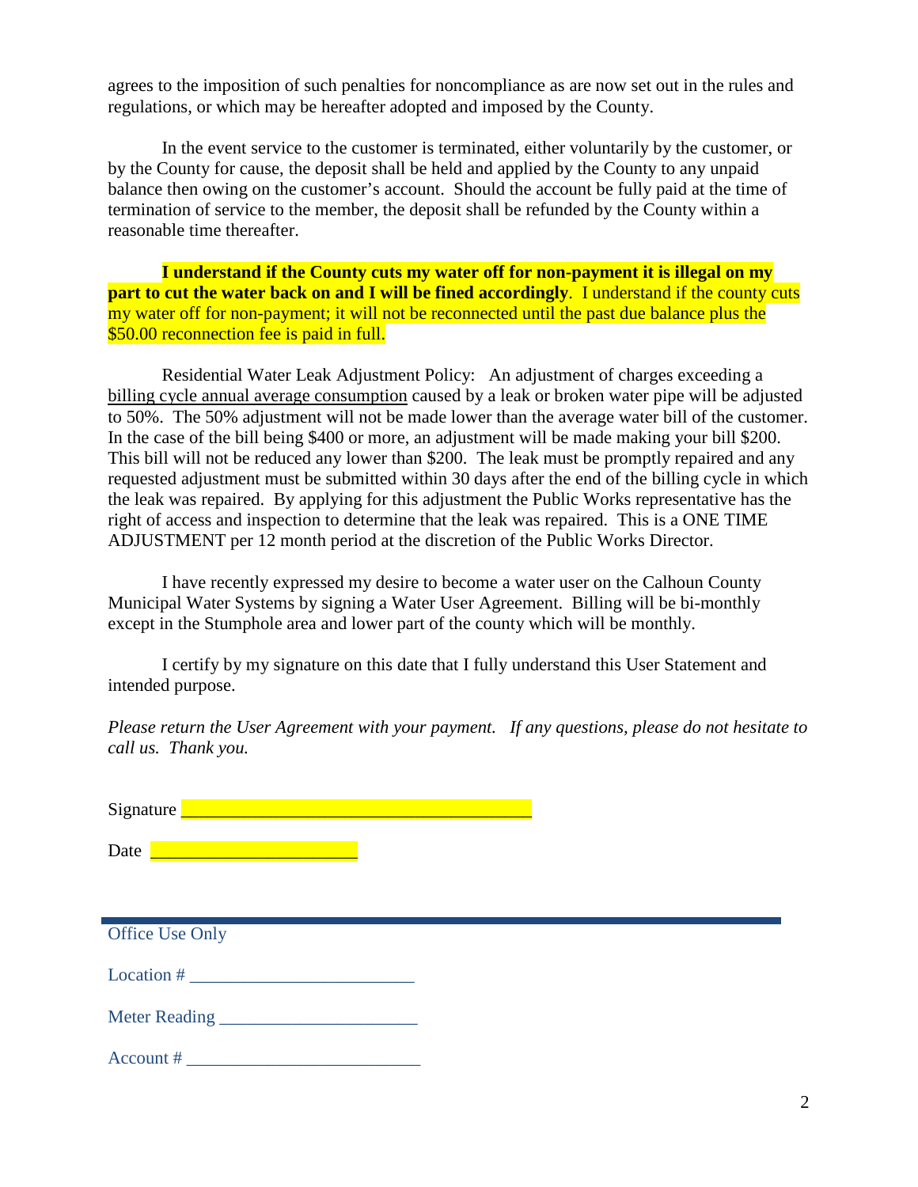agrees to the imposition of such penalties for noncompliance as are now set out in the rules and regulations, or which may be hereafter adopted and imposed by the County.

In the event service to the customer is terminated, either voluntarily by the customer, or by the County for cause, the deposit shall be held and applied by the County to any unpaid balance then owing on the customer's account. Should the account be fully paid at the time of termination of service to the member, the deposit shall be refunded by the County within a reasonable time thereafter.

**I understand if the County cuts my water off for non-payment it is illegal on my part to cut the water back on and I will be fined accordingly**. I understand if the county cuts my water off for non-payment; it will not be reconnected until the past due balance plus the $50.00 reconnection fee is paid in full.

Residential Water Leak Adjustment Policy: An adjustment of charges exceeding a billing cycle annual average consumption caused by a leak or broken water pipe will be adjusted to 50%. The 50% adjustment will not be made lower than the average water bill of the customer. In the case of the bill being $400 or more, an adjustment will be made making your bill $200. This bill will not be reduced any lower than $200. The leak must be promptly repaired and any requested adjustment must be submitted within 30 days after the end of the billing cycle in which the leak was repaired. By applying for this adjustment the Public Works representative has the right of access and inspection to determine that the leak was repaired. This is a ONE TIME ADJUSTMENT per 12 month period at the discretion of the Public Works Director.

I have recently expressed my desire to become a water user on the Calhoun County Municipal Water Systems by signing a Water User Agreement. Billing will be bi-monthly except in the Stumphole area and lower part of the county which will be monthly.

I certify by my signature on this date that I fully understand this User Statement and intended purpose.

*Please return the User Agreement with your payment. If any questions, please do not hesitate to call us. Thank you.*

Signature ________________________________________

Date ________________________

Office Use Only

Location # _________________________

Meter Reading ______________________

Account # ___________________________